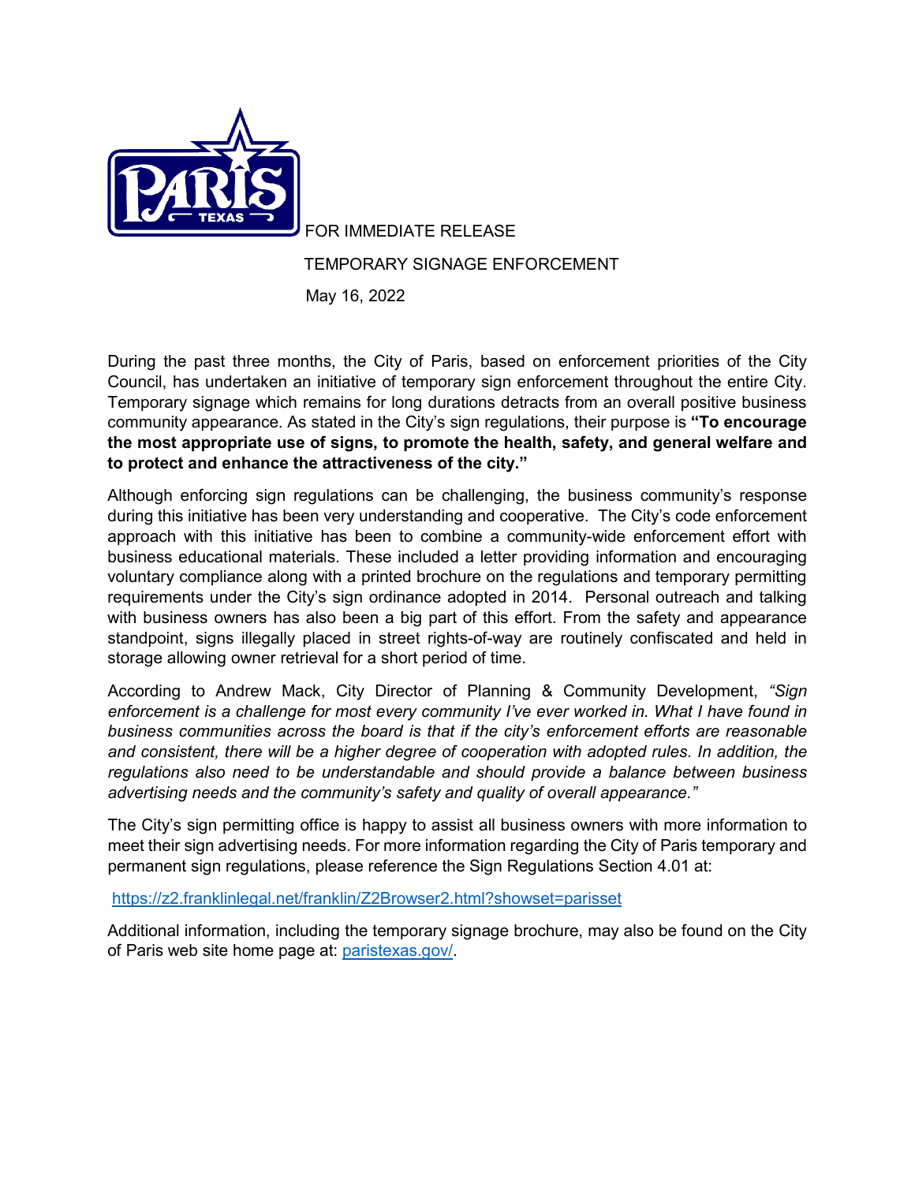FOR IMMEDIATE RELEASE

TEMPORARY SIGNAGE ENFORCEMENT

May 16, 2022

During the past three months, the City of Paris, based on enforcement priorities of the City Council, has undertaken an initiative of temporary sign enforcement throughout the entire City. Temporary signage which remains for long durations detracts from an overall positive business community appearance. As stated in the City's sign regulations, their purpose is **"To encourage the most appropriate use of signs, to promote the health, safety, and general welfare and to protect and enhance the attractiveness of the city."**

Although enforcing sign regulations can be challenging, the business community's response during this initiative has been very understanding and cooperative. The City's code enforcement approach with this initiative has been to combine a community-wide enforcement effort with business educational materials. These included a letter providing information and encouraging voluntary compliance along with a printed brochure on the regulations and temporary permitting requirements under the City's sign ordinance adopted in 2014. Personal outreach and talking with business owners has also been a big part of this effort. From the safety and appearance standpoint, signs illegally placed in street rights-of-way are routinely confiscated and held in storage allowing owner retrieval for a short period of time.

According to Andrew Mack, City Director of Planning & Community Development, *"Sign enforcement is a challenge for most every community I've ever worked in. What I have found in business communities across the board is that if the city's enforcement efforts are reasonable and consistent, there will be a higher degree of cooperation with adopted rules. In addition, the regulations also need to be understandable and should provide a balance between business advertising needs and the community's safety and quality of overall appearance."*

The City's sign permitting office is happy to assist all business owners with more information to meet their sign advertising needs. For more information regarding the City of Paris temporary and permanent sign regulations, please reference the Sign Regulations Section 4.01 at:

https://z2.franklinlegal.net/franklin/Z2Browser2.html?showset=parisset

Additional information, including the temporary signage brochure, may also be found on the City of Paris web site home page at: paristexas.gov/.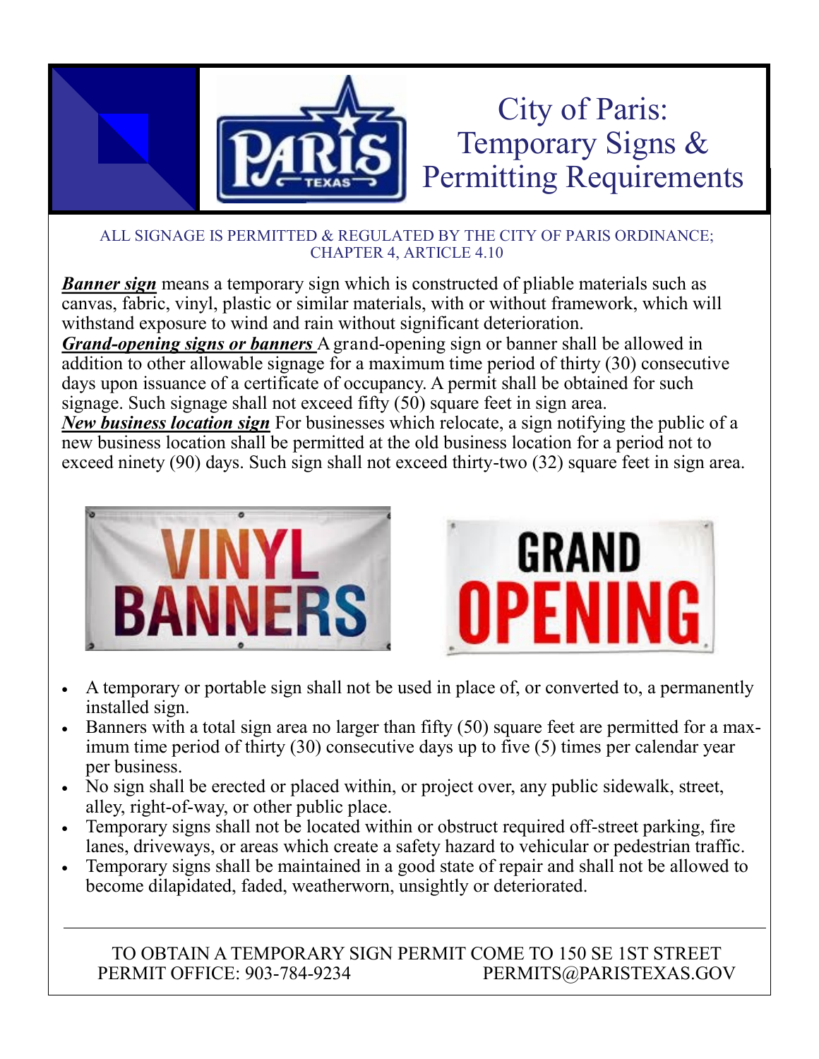# City of Paris: Temporary Signs & Permitting Requirements

ALL SIGNAGE IS PERMITTED & REGULATED BY THE CITY OF PARIS ORDINANCE; CHAPTER 4, ARTICLE 4.10

***Banner sign*** means a temporary sign which is constructed of pliable materials such as canvas, fabric, vinyl, plastic or similar materials, with or without framework, which will withstand exposure to wind and rain without significant deterioration.

***Grand-opening signs or banners*** A grand-opening sign or banner shall be allowed in addition to other allowable signage for a maximum time period of thirty (30) consecutive days upon issuance of a certificate of occupancy. A permit shall be obtained for such signage. Such signage shall not exceed fifty (50) square feet in sign area.

***New business location sign*** For businesses which relocate, a sign notifying the public of a new business location shall be permitted at the old business location for a period not to exceed ninety (90) days. Such sign shall not exceed thirty-two (32) square feet in sign area.

- A temporary or portable sign shall not be used in place of, or converted to, a permanently installed sign.
- Banners with a total sign area no larger than fifty (50) square feet are permitted for a maximum time period of thirty (30) consecutive days up to five (5) times per calendar year per business.
- No sign shall be erected or placed within, or project over, any public sidewalk, street, alley, right-of-way, or other public place.
- Temporary signs shall not be located within or obstruct required off-street parking, fire lanes, driveways, or areas which create a safety hazard to vehicular or pedestrian traffic.
- Temporary signs shall be maintained in a good state of repair and shall not be allowed to become dilapidated, faded, weatherworn, unsightly or deteriorated.

---

TO OBTAIN A TEMPORARY SIGN PERMIT COME TO 150 SE 1ST STREET
PERMIT OFFICE: 903-784-9234 PERMITS@PARISTEXAS.GOV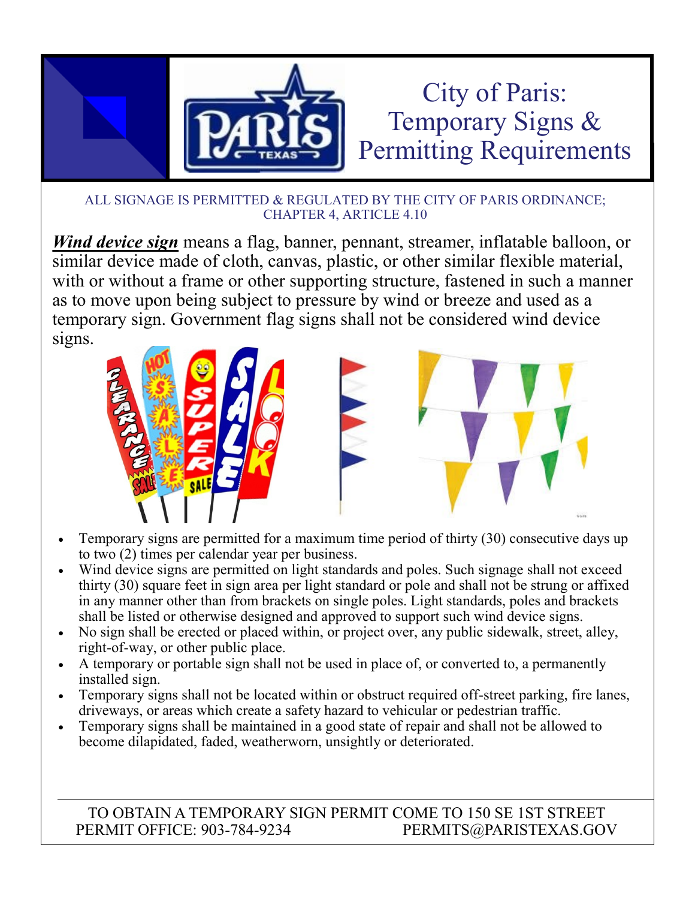# City of Paris: Temporary Signs & Permitting Requirements

ALL SIGNAGE IS PERMITTED & REGULATED BY THE CITY OF PARIS ORDINANCE; CHAPTER 4, ARTICLE 4.10

***Wind device sign*** means a flag, banner, pennant, streamer, inflatable balloon, or similar device made of cloth, canvas, plastic, or other similar flexible material, with or without a frame or other supporting structure, fastened in such a manner as to move upon being subject to pressure by wind or breeze and used as a temporary sign. Government flag signs shall not be considered wind device signs.

- Temporary signs are permitted for a maximum time period of thirty (30) consecutive days up to two (2) times per calendar year per business.
- Wind device signs are permitted on light standards and poles. Such signage shall not exceed thirty (30) square feet in sign area per light standard or pole and shall not be strung or affixed in any manner other than from brackets on single poles. Light standards, poles and brackets shall be listed or otherwise designed and approved to support such wind device signs.
- No sign shall be erected or placed within, or project over, any public sidewalk, street, alley, right-of-way, or other public place.
- A temporary or portable sign shall not be used in place of, or converted to, a permanently installed sign.
- Temporary signs shall not be located within or obstruct required off-street parking, fire lanes, driveways, or areas which create a safety hazard to vehicular or pedestrian traffic.
- Temporary signs shall be maintained in a good state of repair and shall not be allowed to become dilapidated, faded, weatherworn, unsightly or deteriorated.

---

TO OBTAIN A TEMPORARY SIGN PERMIT COME TO 150 SE 1ST STREET

PERMIT OFFICE: 903-784-9234 PERMITS@PARISTEXAS.GOV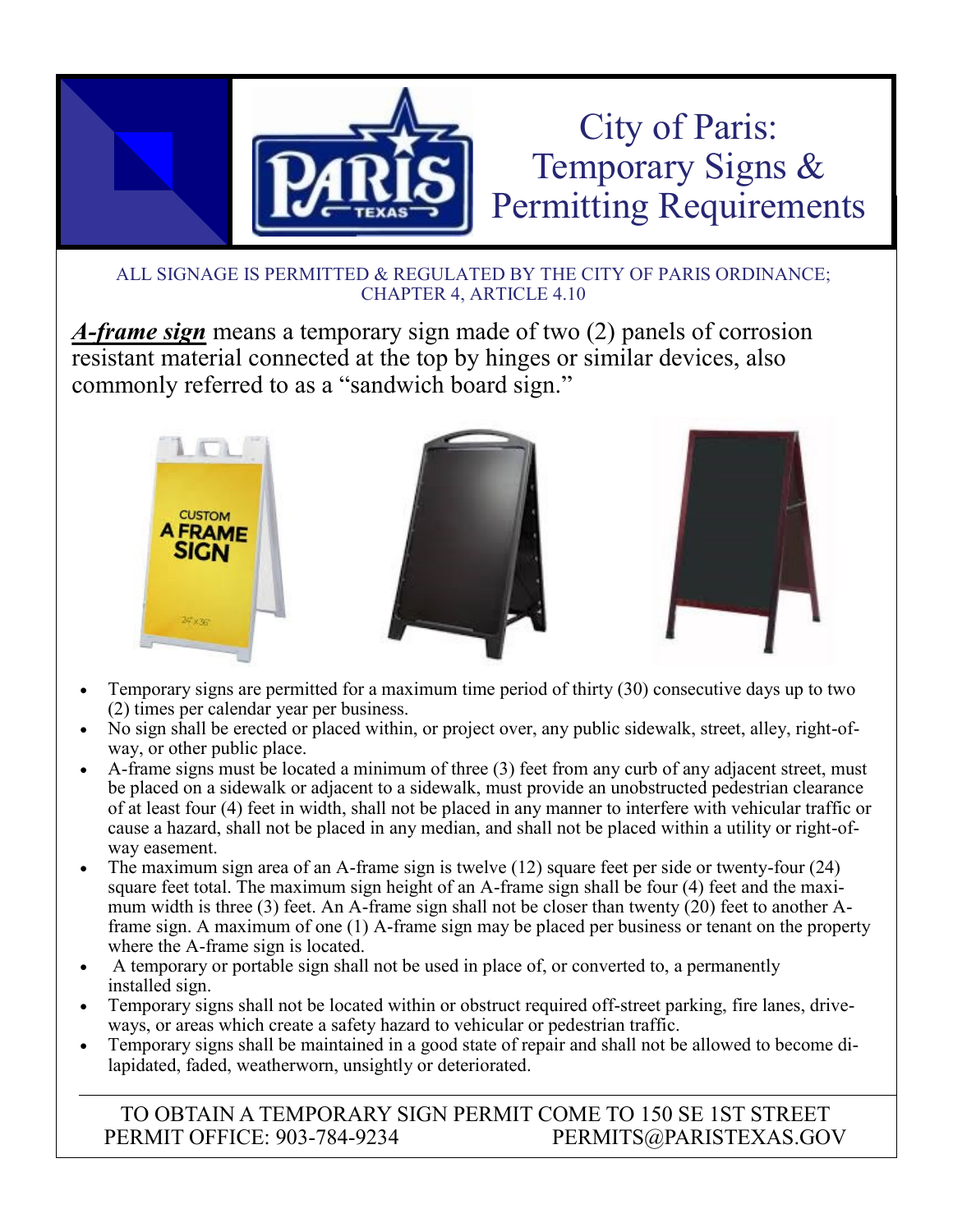# City of Paris: Temporary Signs & Permitting Requirements

ALL SIGNAGE IS PERMITTED & REGULATED BY THE CITY OF PARIS ORDINANCE; CHAPTER 4, ARTICLE 4.10

***A-frame sign*** means a temporary sign made of two (2) panels of corrosion resistant material connected at the top by hinges or similar devices, also commonly referred to as a "sandwich board sign."

- Temporary signs are permitted for a maximum time period of thirty (30) consecutive days up to two (2) times per calendar year per business.
- No sign shall be erected or placed within, or project over, any public sidewalk, street, alley, right-of-way, or other public place.
- A-frame signs must be located a minimum of three (3) feet from any curb of any adjacent street, must be placed on a sidewalk or adjacent to a sidewalk, must provide an unobstructed pedestrian clearance of at least four (4) feet in width, shall not be placed in any manner to interfere with vehicular traffic or cause a hazard, shall not be placed in any median, and shall not be placed within a utility or right-of-way easement.
- The maximum sign area of an A-frame sign is twelve (12) square feet per side or twenty-four (24) square feet total. The maximum sign height of an A-frame sign shall be four (4) feet and the maximum width is three (3) feet. An A-frame sign shall not be closer than twenty (20) feet to another A-frame sign. A maximum of one (1) A-frame sign may be placed per business or tenant on the property where the A-frame sign is located.
- A temporary or portable sign shall not be used in place of, or converted to, a permanently installed sign.
- Temporary signs shall not be located within or obstruct required off-street parking, fire lanes, driveways, or areas which create a safety hazard to vehicular or pedestrian traffic.
- Temporary signs shall be maintained in a good state of repair and shall not be allowed to become dilapidated, faded, weatherworn, unsightly or deteriorated.

TO OBTAIN A TEMPORARY SIGN PERMIT COME TO 150 SE 1ST STREET

PERMIT OFFICE: 903-784-9234 PERMITS@PARISTEXAS.GOV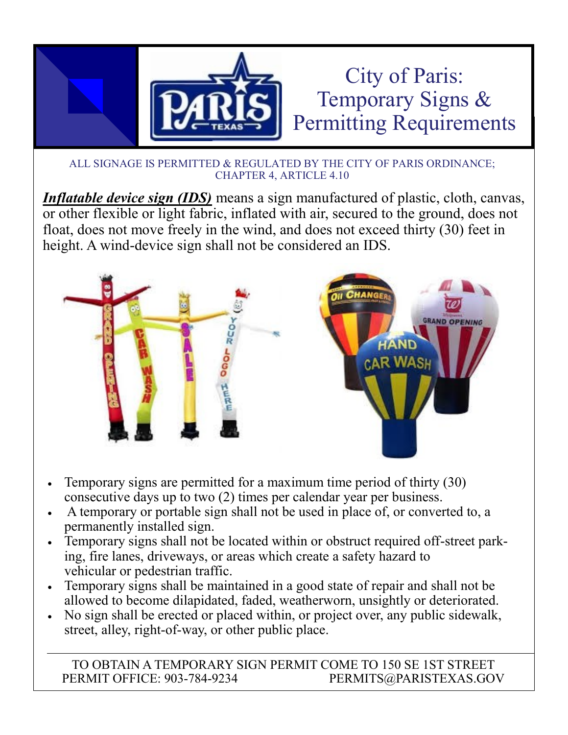# City of Paris: Temporary Signs & Permitting Requirements

ALL SIGNAGE IS PERMITTED & REGULATED BY THE CITY OF PARIS ORDINANCE; CHAPTER 4, ARTICLE 4.10

***Inflatable device sign (IDS)*** means a sign manufactured of plastic, cloth, canvas, or other flexible or light fabric, inflated with air, secured to the ground, does not float, does not move freely in the wind, and does not exceed thirty (30) feet in height. A wind-device sign shall not be considered an IDS.

- Temporary signs are permitted for a maximum time period of thirty (30) consecutive days up to two (2) times per calendar year per business.
- A temporary or portable sign shall not be used in place of, or converted to, a permanently installed sign.
- Temporary signs shall not be located within or obstruct required off-street parking, fire lanes, driveways, or areas which create a safety hazard to vehicular or pedestrian traffic.
- Temporary signs shall be maintained in a good state of repair and shall not be allowed to become dilapidated, faded, weatherworn, unsightly or deteriorated.
- No sign shall be erected or placed within, or project over, any public sidewalk, street, alley, right-of-way, or other public place.

TO OBTAIN A TEMPORARY SIGN PERMIT COME TO 150 SE 1ST STREET
PERMIT OFFICE: 903-784-9234 PERMITS@PARISTEXAS.GOV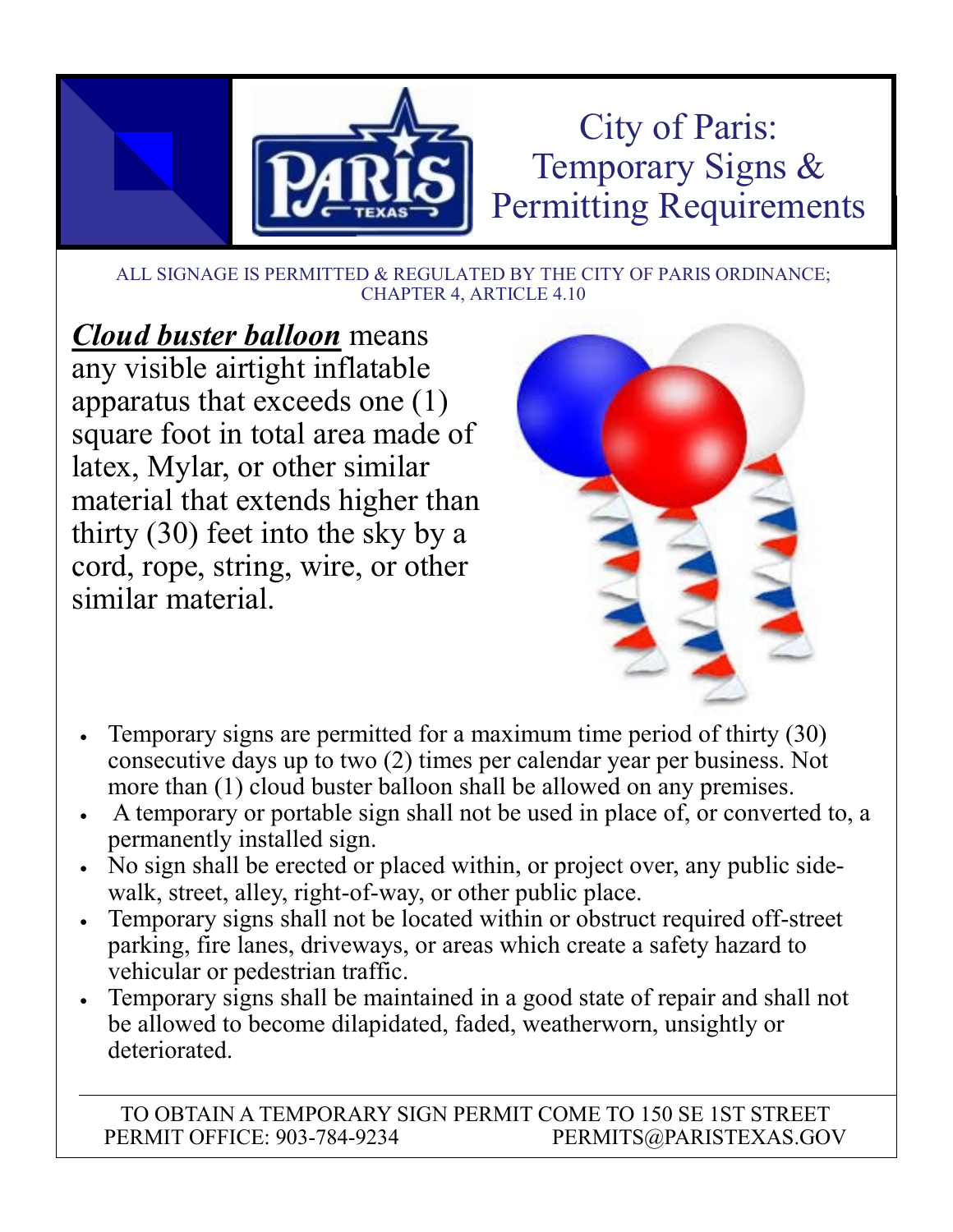# City of Paris: Temporary Signs & Permitting Requirements

ALL SIGNAGE IS PERMITTED & REGULATED BY THE CITY OF PARIS ORDINANCE; CHAPTER 4, ARTICLE 4.10

***Cloud buster balloon*** means any visible airtight inflatable apparatus that exceeds one (1) square foot in total area made of latex, Mylar, or other similar material that extends higher than thirty (30) feet into the sky by a cord, rope, string, wire, or other similar material.

- Temporary signs are permitted for a maximum time period of thirty (30) consecutive days up to two (2) times per calendar year per business. Not more than (1) cloud buster balloon shall be allowed on any premises.
- A temporary or portable sign shall not be used in place of, or converted to, a permanently installed sign.
- No sign shall be erected or placed within, or project over, any public sidewalk, street, alley, right-of-way, or other public place.
- Temporary signs shall not be located within or obstruct required off-street parking, fire lanes, driveways, or areas which create a safety hazard to vehicular or pedestrian traffic.
- Temporary signs shall be maintained in a good state of repair and shall not be allowed to become dilapidated, faded, weatherworn, unsightly or deteriorated.

TO OBTAIN A TEMPORARY SIGN PERMIT COME TO 150 SE 1ST STREET

PERMIT OFFICE: 903-784-9234 PERMITS@PARISTEXAS.GOV